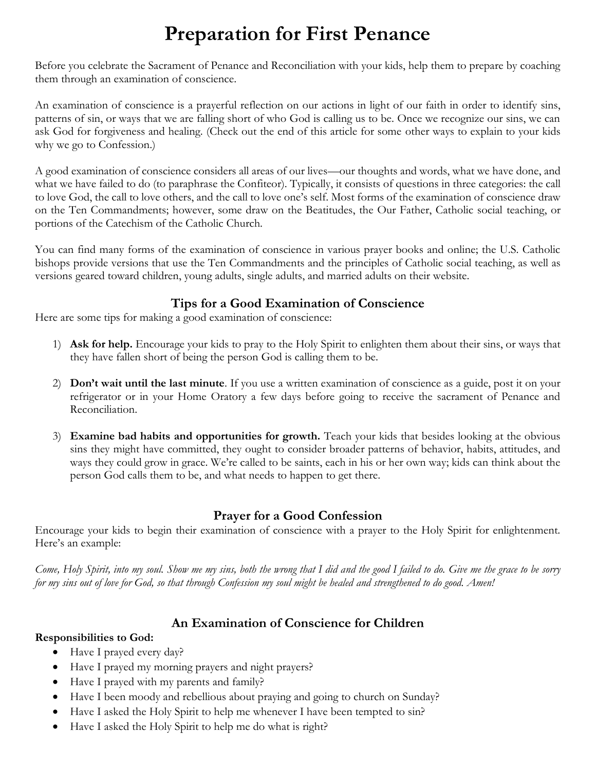# Preparation for First Penance

Before you celebrate the Sacrament of Penance and Reconciliation with your kids, help them to prepare by coaching them through an examination of conscience.

An examination of conscience is a prayerful reflection on our actions in light of our faith in order to identify sins, patterns of sin, or ways that we are falling short of who God is calling us to be. Once we recognize our sins, we can ask God for forgiveness and healing. (Check out the end of this article for some other ways to explain to your kids why we go to Confession.)

A good examination of conscience considers all areas of our lives—our thoughts and words, what we have done, and what we have failed to do (to paraphrase the Confiteor). Typically, it consists of questions in three categories: the call to love God, the call to love others, and the call to love one's self. Most forms of the examination of conscience draw on the Ten Commandments; however, some draw on the Beatitudes, the Our Father, Catholic social teaching, or portions of the Catechism of the Catholic Church.

You can find many forms of the examination of conscience in various prayer books and online; the U.S. Catholic bishops provide versions that use the Ten Commandments and the principles of Catholic social teaching, as well as versions geared toward children, young adults, single adults, and married adults on their website.

## Tips for a Good Examination of Conscience

Here are some tips for making a good examination of conscience:

1) **Ask for help.** Encourage your kids to pray to the Holy Spirit to enlighten them about their sins, or ways that they have fallen short of being the person God is calling them to be.

2) **Don't wait until the last minute**. If you use a written examination of conscience as a guide, post it on your refrigerator or in your Home Oratory a few days before going to receive the sacrament of Penance and Reconciliation.

3) **Examine bad habits and opportunities for growth.** Teach your kids that besides looking at the obvious sins they might have committed, they ought to consider broader patterns of behavior, habits, attitudes, and ways they could grow in grace. We're called to be saints, each in his or her own way; kids can think about the person God calls them to be, and what needs to happen to get there.

## Prayer for a Good Confession

Encourage your kids to begin their examination of conscience with a prayer to the Holy Spirit for enlightenment. Here's an example:

*Come, Holy Spirit, into my soul. Show me my sins, both the wrong that I did and the good I failed to do. Give me the grace to be sorry for my sins out of love for God, so that through Confession my soul might be healed and strengthened to do good. Amen!*

## An Examination of Conscience for Children

**Responsibilities to God:**

- Have I prayed every day?
- Have I prayed my morning prayers and night prayers?
- Have I prayed with my parents and family?
- Have I been moody and rebellious about praying and going to church on Sunday?
- Have I asked the Holy Spirit to help me whenever I have been tempted to sin?
- Have I asked the Holy Spirit to help me do what is right?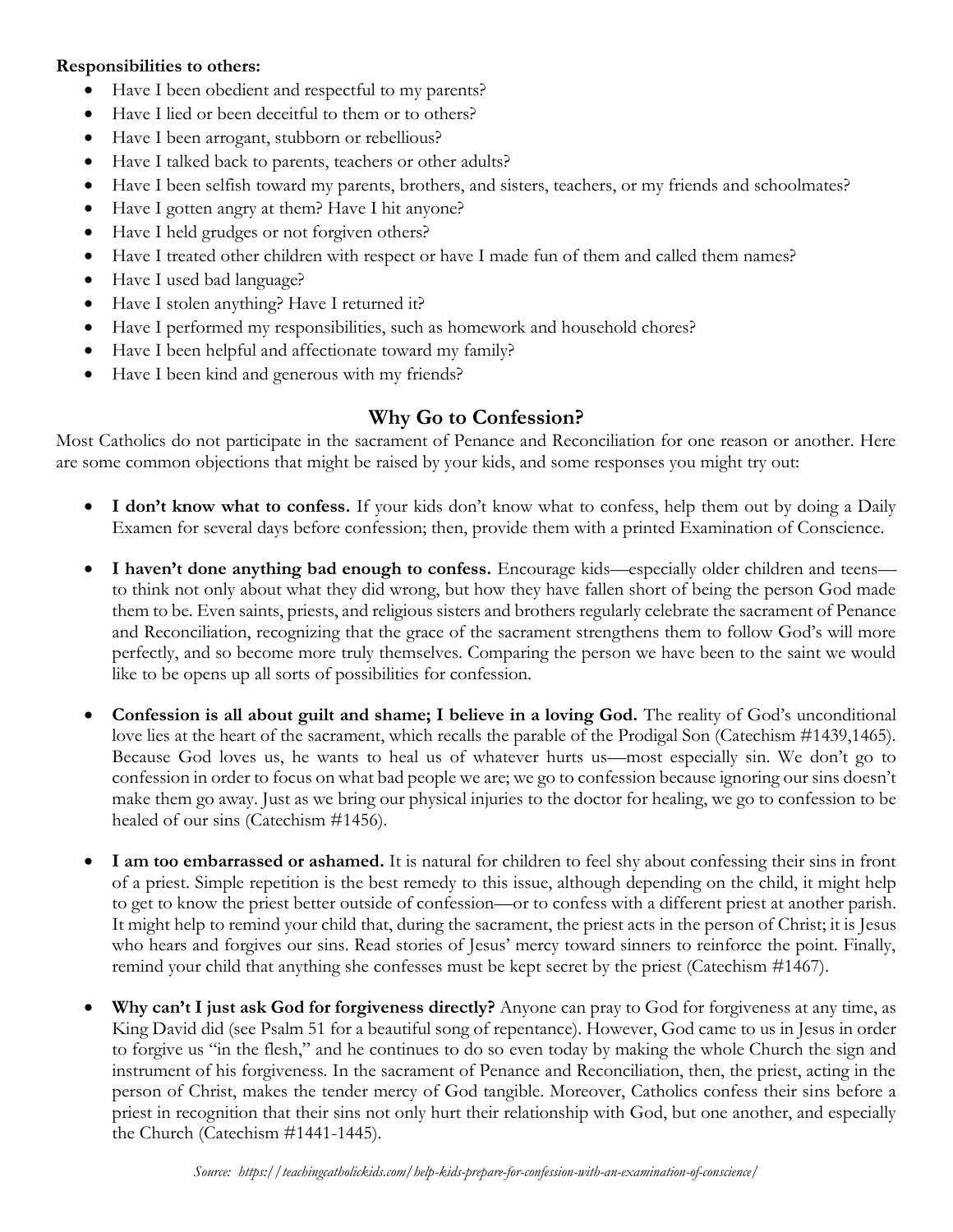**Responsibilities to others:**

- Have I been obedient and respectful to my parents?
- Have I lied or been deceitful to them or to others?
- Have I been arrogant, stubborn or rebellious?
- Have I talked back to parents, teachers or other adults?
- Have I been selfish toward my parents, brothers, and sisters, teachers, or my friends and schoolmates?
- Have I gotten angry at them? Have I hit anyone?
- Have I held grudges or not forgiven others?
- Have I treated other children with respect or have I made fun of them and called them names?
- Have I used bad language?
- Have I stolen anything? Have I returned it?
- Have I performed my responsibilities, such as homework and household chores?
- Have I been helpful and affectionate toward my family?
- Have I been kind and generous with my friends?

## Why Go to Confession?

Most Catholics do not participate in the sacrament of Penance and Reconciliation for one reason or another. Here are some common objections that might be raised by your kids, and some responses you might try out:

- **I don't know what to confess.** If your kids don't know what to confess, help them out by doing a Daily Examen for several days before confession; then, provide them with a printed Examination of Conscience.

- **I haven't done anything bad enough to confess.** Encourage kids—especially older children and teens—to think not only about what they did wrong, but how they have fallen short of being the person God made them to be. Even saints, priests, and religious sisters and brothers regularly celebrate the sacrament of Penance and Reconciliation, recognizing that the grace of the sacrament strengthens them to follow God's will more perfectly, and so become more truly themselves. Comparing the person we have been to the saint we would like to be opens up all sorts of possibilities for confession.

- **Confession is all about guilt and shame; I believe in a loving God.** The reality of God's unconditional love lies at the heart of the sacrament, which recalls the parable of the Prodigal Son (Catechism #1439,1465). Because God loves us, he wants to heal us of whatever hurts us—most especially sin. We don't go to confession in order to focus on what bad people we are; we go to confession because ignoring our sins doesn't make them go away. Just as we bring our physical injuries to the doctor for healing, we go to confession to be healed of our sins (Catechism #1456).

- **I am too embarrassed or ashamed.** It is natural for children to feel shy about confessing their sins in front of a priest. Simple repetition is the best remedy to this issue, although depending on the child, it might help to get to know the priest better outside of confession—or to confess with a different priest at another parish. It might help to remind your child that, during the sacrament, the priest acts in the person of Christ; it is Jesus who hears and forgives our sins. Read stories of Jesus' mercy toward sinners to reinforce the point. Finally, remind your child that anything she confesses must be kept secret by the priest (Catechism #1467).

- **Why can't I just ask God for forgiveness directly?** Anyone can pray to God for forgiveness at any time, as King David did (see Psalm 51 for a beautiful song of repentance). However, God came to us in Jesus in order to forgive us "in the flesh," and he continues to do so even today by making the whole Church the sign and instrument of his forgiveness. In the sacrament of Penance and Reconciliation, then, the priest, acting in the person of Christ, makes the tender mercy of God tangible. Moreover, Catholics confess their sins before a priest in recognition that their sins not only hurt their relationship with God, but one another, and especially the Church (Catechism #1441-1445).

*Source: https://teachingcatholickids.com/help-kids-prepare-for-confession-with-an-examination-of-conscience/*